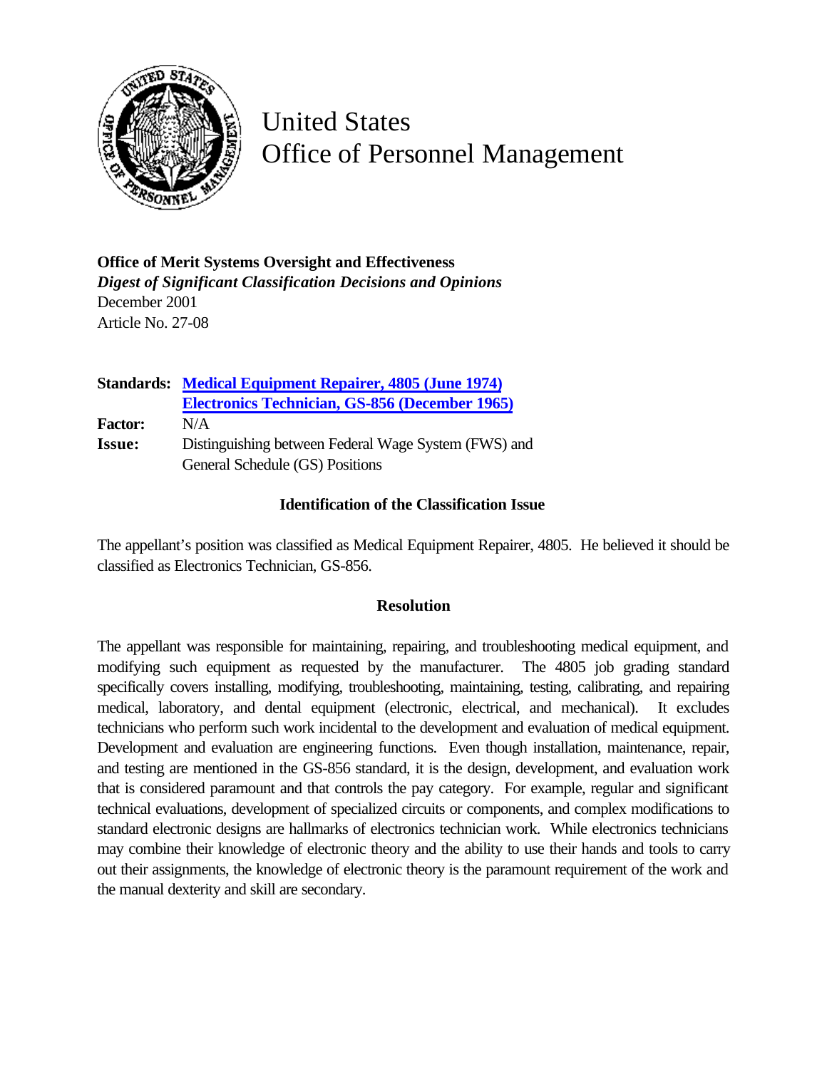# United States Office of Personnel Management

**Office of Merit Systems Oversight and Effectiveness**
***Digest of Significant Classification Decisions and Opinions***
December 2001
Article No. 27-08

| | |
|---|---|
| **Standards:** | Medical Equipment Repairer, 4805 (June 1974) |
| | Electronics Technician, GS-856 (December 1965) |
| **Factor:** | N/A |
| **Issue:** | Distinguishing between Federal Wage System (FWS) and General Schedule (GS) Positions |

### Identification of the Classification Issue

The appellant's position was classified as Medical Equipment Repairer, 4805. He believed it should be classified as Electronics Technician, GS-856.

### Resolution

The appellant was responsible for maintaining, repairing, and troubleshooting medical equipment, and modifying such equipment as requested by the manufacturer. The 4805 job grading standard specifically covers installing, modifying, troubleshooting, maintaining, testing, calibrating, and repairing medical, laboratory, and dental equipment (electronic, electrical, and mechanical). It excludes technicians who perform such work incidental to the development and evaluation of medical equipment. Development and evaluation are engineering functions. Even though installation, maintenance, repair, and testing are mentioned in the GS-856 standard, it is the design, development, and evaluation work that is considered paramount and that controls the pay category. For example, regular and significant technical evaluations, development of specialized circuits or components, and complex modifications to standard electronic designs are hallmarks of electronics technician work. While electronics technicians may combine their knowledge of electronic theory and the ability to use their hands and tools to carry out their assignments, the knowledge of electronic theory is the paramount requirement of the work and the manual dexterity and skill are secondary.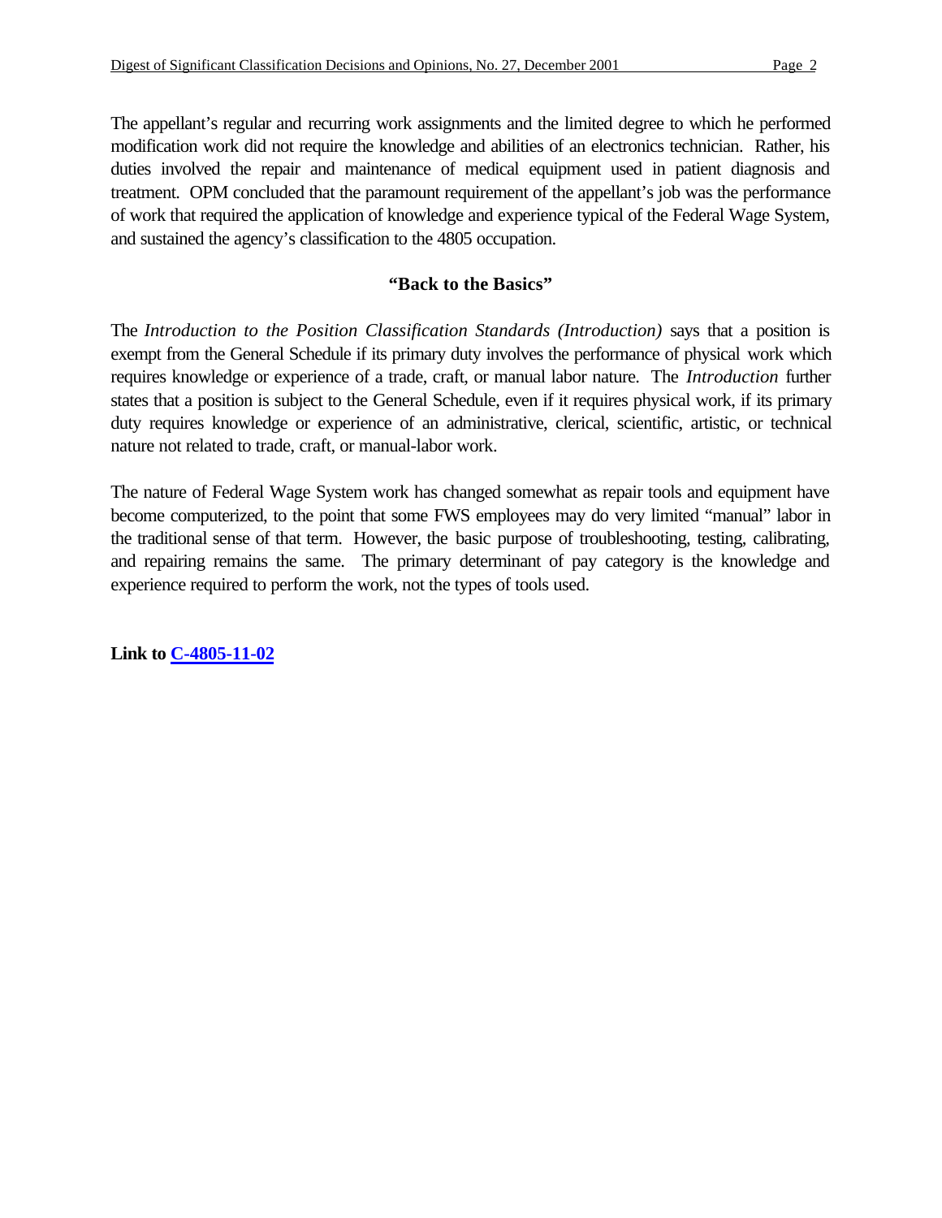The appellant's regular and recurring work assignments and the limited degree to which he performed modification work did not require the knowledge and abilities of an electronics technician. Rather, his duties involved the repair and maintenance of medical equipment used in patient diagnosis and treatment. OPM concluded that the paramount requirement of the appellant's job was the performance of work that required the application of knowledge and experience typical of the Federal Wage System, and sustained the agency's classification to the 4805 occupation.

### "Back to the Basics"

The *Introduction to the Position Classification Standards (Introduction)* says that a position is exempt from the General Schedule if its primary duty involves the performance of physical work which requires knowledge or experience of a trade, craft, or manual labor nature. The *Introduction* further states that a position is subject to the General Schedule, even if it requires physical work, if its primary duty requires knowledge or experience of an administrative, clerical, scientific, artistic, or technical nature not related to trade, craft, or manual-labor work.

The nature of Federal Wage System work has changed somewhat as repair tools and equipment have become computerized, to the point that some FWS employees may do very limited "manual" labor in the traditional sense of that term. However, the basic purpose of troubleshooting, testing, calibrating, and repairing remains the same. The primary determinant of pay category is the knowledge and experience required to perform the work, not the types of tools used.

**Link to C-4805-11-02**